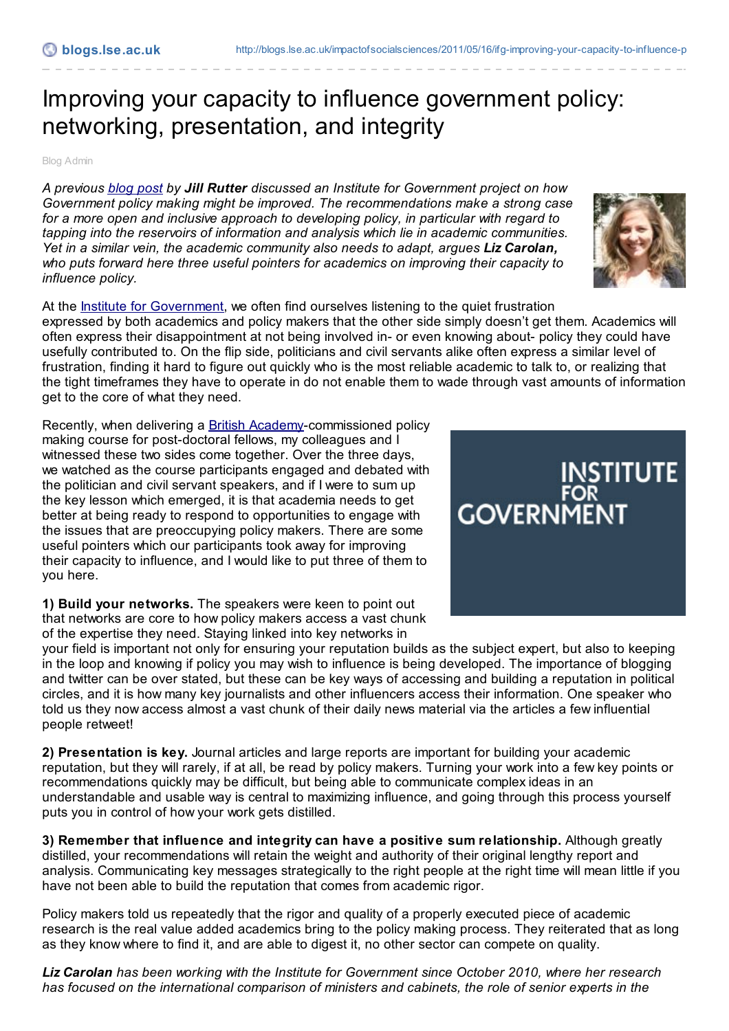# Improving your capacity to influence government policy: networking, presentation, and integrity

Blog Admin

*A previous blog post by **Jill Rutter** discussed an Institute for Government project on how Government policy making might be improved. The recommendations make a strong case for a more open and inclusive approach to developing policy, in particular with regard to tapping into the reservoirs of information and analysis which lie in academic communities. Yet in a similar vein, the academic community also needs to adapt, argues **Liz Carolan,** who puts forward here three useful pointers for academics on improving their capacity to influence policy.*

At the Institute for Government, we often find ourselves listening to the quiet frustration expressed by both academics and policy makers that the other side simply doesn't get them. Academics will often express their disappointment at not being involved in- or even knowing about- policy they could have usefully contributed to. On the flip side, politicians and civil servants alike often express a similar level of frustration, finding it hard to figure out quickly who is the most reliable academic to talk to, or realizing that the tight timeframes they have to operate in do not enable them to wade through vast amounts of information get to the core of what they need.

Recently, when delivering a British Academy-commissioned policy making course for post-doctoral fellows, my colleagues and I witnessed these two sides come together. Over the three days, we watched as the course participants engaged and debated with the politician and civil servant speakers, and if I were to sum up the key lesson which emerged, it is that academia needs to get better at being ready to respond to opportunities to engage with the issues that are preoccupying policy makers. There are some useful pointers which our participants took away for improving their capacity to influence, and I would like to put three of them to you here.

**1) Build your networks.** The speakers were keen to point out that networks are core to how policy makers access a vast chunk of the expertise they need. Staying linked into key networks in your field is important not only for ensuring your reputation builds as the subject expert, but also to keeping in the loop and knowing if policy you may wish to influence is being developed. The importance of blogging and twitter can be over stated, but these can be key ways of accessing and building a reputation in political circles, and it is how many key journalists and other influencers access their information. One speaker who told us they now access almost a vast chunk of their daily news material via the articles a few influential people retweet!

**2) Presentation is key.** Journal articles and large reports are important for building your academic reputation, but they will rarely, if at all, be read by policy makers. Turning your work into a few key points or recommendations quickly may be difficult, but being able to communicate complex ideas in an understandable and usable way is central to maximizing influence, and going through this process yourself puts you in control of how your work gets distilled.

**3) Remember that influence and integrity can have a positive sum relationship.** Although greatly distilled, your recommendations will retain the weight and authority of their original lengthy report and analysis. Communicating key messages strategically to the right people at the right time will mean little if you have not been able to build the reputation that comes from academic rigor.

Policy makers told us repeatedly that the rigor and quality of a properly executed piece of academic research is the real value added academics bring to the policy making process. They reiterated that as long as they know where to find it, and are able to digest it, no other sector can compete on quality.

***Liz Carolan** has been working with the Institute for Government since October 2010, where her research has focused on the international comparison of ministers and cabinets, the role of senior experts in the*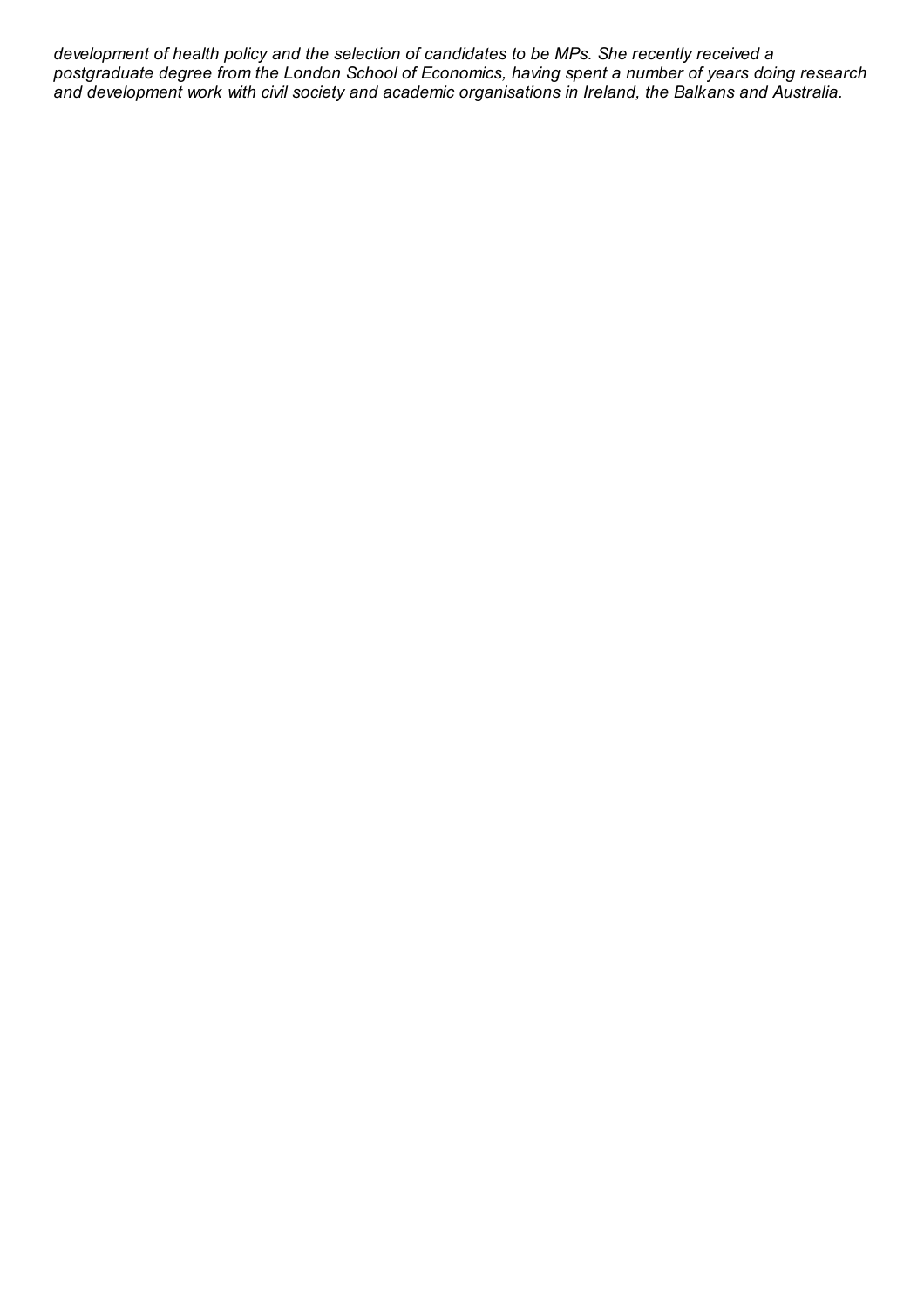*development of health policy and the selection of candidates to be MPs. She recently received a postgraduate degree from the London School of Economics, having spent a number of years doing research and development work with civil society and academic organisations in Ireland, the Balkans and Australia.*